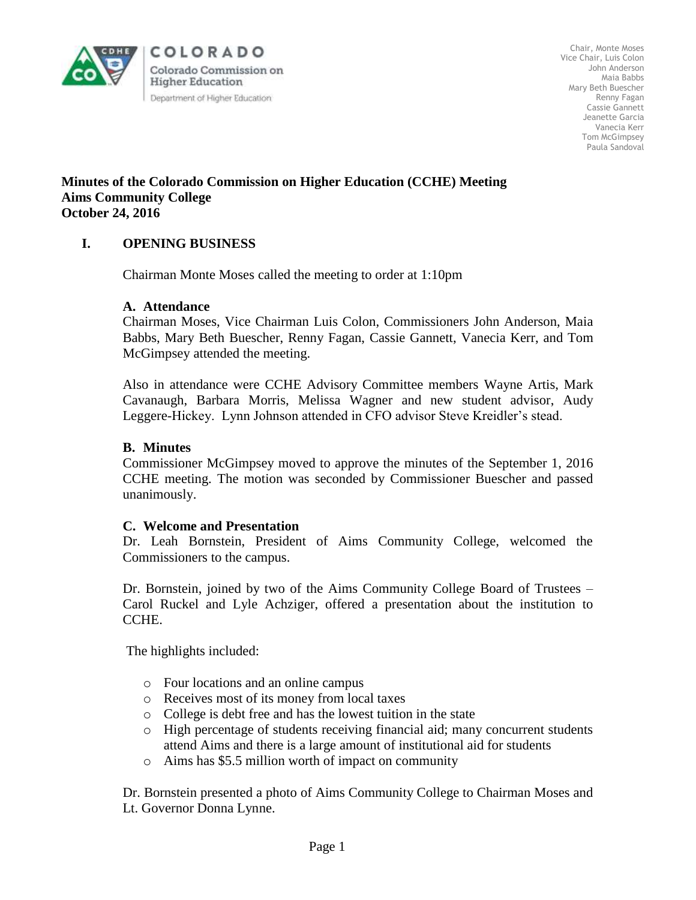COLORADO
Colorado Commission on Higher Education
Department of Higher Education

Chair, Monte Moses
Vice Chair, Luis Colon
John Anderson
Maia Babbs
Mary Beth Buescher
Renny Fagan
Cassie Gannett
Jeanette Garcia
Vanecia Kerr
Tom McGimpsey
Paula Sandoval

**Minutes of the Colorado Commission on Higher Education (CCHE) Meeting**
**Aims Community College**
**October 24, 2016**

## I. OPENING BUSINESS

Chairman Monte Moses called the meeting to order at 1:10pm

### A. Attendance

Chairman Moses, Vice Chairman Luis Colon, Commissioners John Anderson, Maia Babbs, Mary Beth Buescher, Renny Fagan, Cassie Gannett, Vanecia Kerr, and Tom McGimpsey attended the meeting.

Also in attendance were CCHE Advisory Committee members Wayne Artis, Mark Cavanaugh, Barbara Morris, Melissa Wagner and new student advisor, Audy Leggere-Hickey. Lynn Johnson attended in CFO advisor Steve Kreidler's stead.

### B. Minutes

Commissioner McGimpsey moved to approve the minutes of the September 1, 2016 CCHE meeting. The motion was seconded by Commissioner Buescher and passed unanimously.

### C. Welcome and Presentation

Dr. Leah Bornstein, President of Aims Community College, welcomed the Commissioners to the campus.

Dr. Bornstein, joined by two of the Aims Community College Board of Trustees – Carol Ruckel and Lyle Achziger, offered a presentation about the institution to CCHE.

The highlights included:

- Four locations and an online campus
- Receives most of its money from local taxes
- College is debt free and has the lowest tuition in the state
- High percentage of students receiving financial aid; many concurrent students attend Aims and there is a large amount of institutional aid for students
- Aims has $5.5 million worth of impact on community

Dr. Bornstein presented a photo of Aims Community College to Chairman Moses and Lt. Governor Donna Lynne.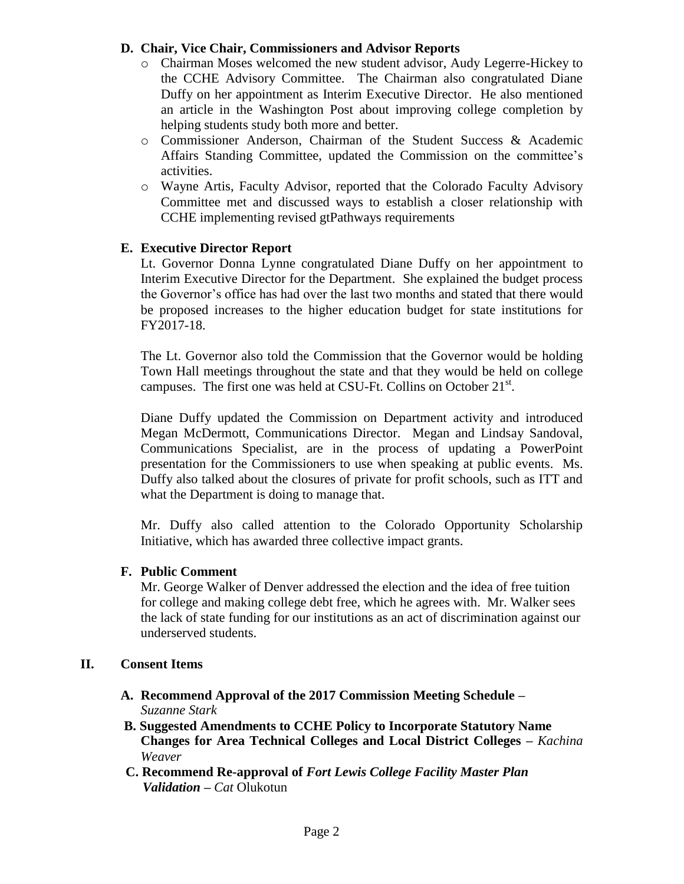**D. Chair, Vice Chair, Commissioners and Advisor Reports**

- Chairman Moses welcomed the new student advisor, Audy Legerre-Hickey to the CCHE Advisory Committee. The Chairman also congratulated Diane Duffy on her appointment as Interim Executive Director. He also mentioned an article in the Washington Post about improving college completion by helping students study both more and better.
- Commissioner Anderson, Chairman of the Student Success & Academic Affairs Standing Committee, updated the Commission on the committee's activities.
- Wayne Artis, Faculty Advisor, reported that the Colorado Faculty Advisory Committee met and discussed ways to establish a closer relationship with CCHE implementing revised gtPathways requirements

**E. Executive Director Report**

Lt. Governor Donna Lynne congratulated Diane Duffy on her appointment to Interim Executive Director for the Department. She explained the budget process the Governor's office has had over the last two months and stated that there would be proposed increases to the higher education budget for state institutions for FY2017-18.

The Lt. Governor also told the Commission that the Governor would be holding Town Hall meetings throughout the state and that they would be held on college campuses. The first one was held at CSU-Ft. Collins on October 21st.

Diane Duffy updated the Commission on Department activity and introduced Megan McDermott, Communications Director. Megan and Lindsay Sandoval, Communications Specialist, are in the process of updating a PowerPoint presentation for the Commissioners to use when speaking at public events. Ms. Duffy also talked about the closures of private for profit schools, such as ITT and what the Department is doing to manage that.

Mr. Duffy also called attention to the Colorado Opportunity Scholarship Initiative, which has awarded three collective impact grants.

**F. Public Comment**

Mr. George Walker of Denver addressed the election and the idea of free tuition for college and making college debt free, which he agrees with. Mr. Walker sees the lack of state funding for our institutions as an act of discrimination against our underserved students.

## II. Consent Items

**A. Recommend Approval of the 2017 Commission Meeting Schedule –** *Suzanne Stark*

**B. Suggested Amendments to CCHE Policy to Incorporate Statutory Name Changes for Area Technical Colleges and Local District Colleges –** *Kachina Weaver*

**C. Recommend Re-approval of *Fort Lewis College Facility Master Plan Validation* –** *Cat* Olukotun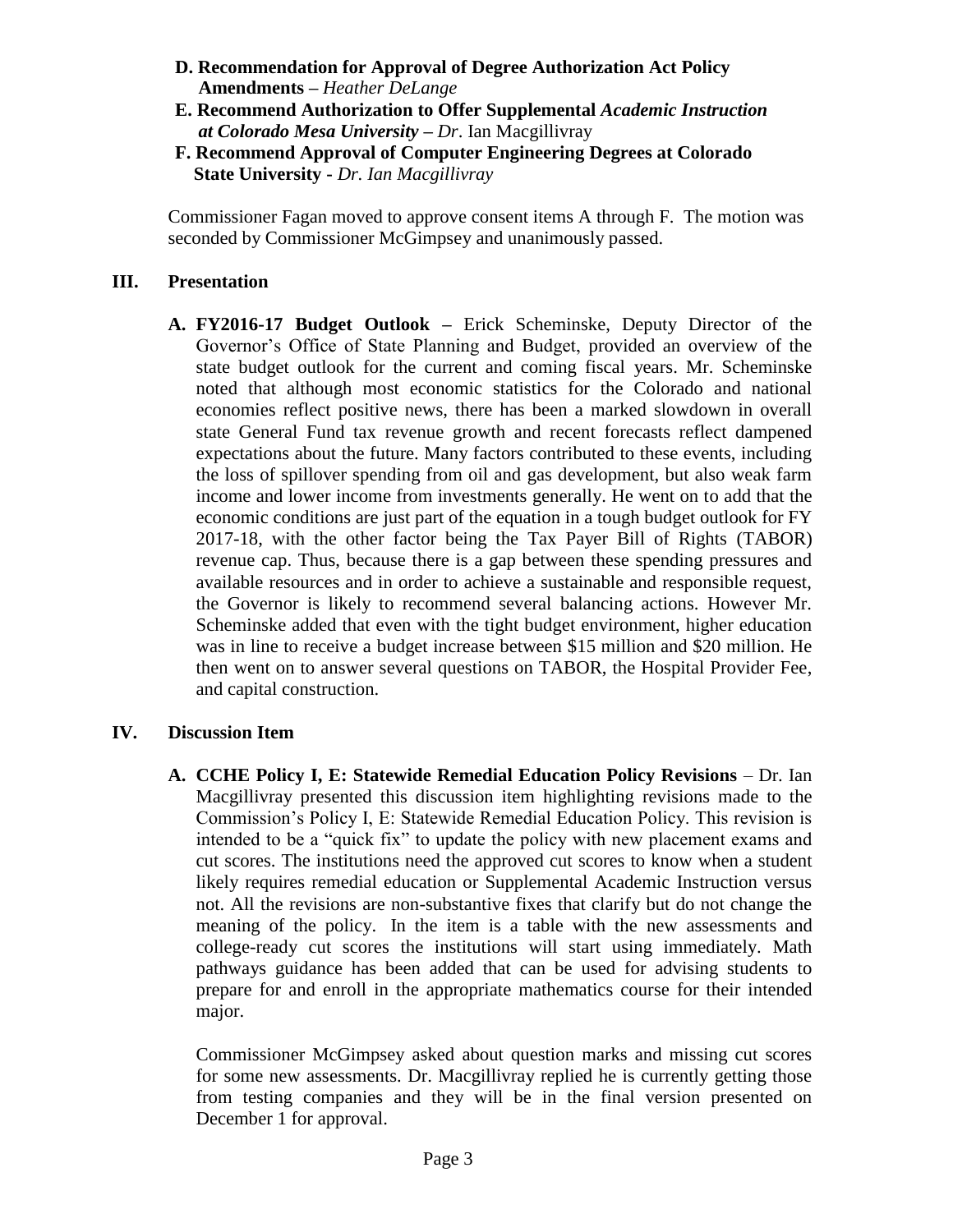**D. Recommendation for Approval of Degree Authorization Act Policy Amendments –** *Heather DeLange*

**E. Recommend Authorization to Offer Supplemental** ***Academic Instruction at Colorado Mesa University –*** *Dr*. Ian Macgillivray

**F. Recommend Approval of Computer Engineering Degrees at Colorado State University -** *Dr. Ian Macgillivray*

Commissioner Fagan moved to approve consent items A through F. The motion was seconded by Commissioner McGimpsey and unanimously passed.

## III. Presentation

**A. FY2016-17 Budget Outlook –** Erick Scheminske, Deputy Director of the Governor's Office of State Planning and Budget, provided an overview of the state budget outlook for the current and coming fiscal years. Mr. Scheminske noted that although most economic statistics for the Colorado and national economies reflect positive news, there has been a marked slowdown in overall state General Fund tax revenue growth and recent forecasts reflect dampened expectations about the future. Many factors contributed to these events, including the loss of spillover spending from oil and gas development, but also weak farm income and lower income from investments generally. He went on to add that the economic conditions are just part of the equation in a tough budget outlook for FY 2017-18, with the other factor being the Tax Payer Bill of Rights (TABOR) revenue cap. Thus, because there is a gap between these spending pressures and available resources and in order to achieve a sustainable and responsible request, the Governor is likely to recommend several balancing actions. However Mr. Scheminske added that even with the tight budget environment, higher education was in line to receive a budget increase between $15 million and $20 million. He then went on to answer several questions on TABOR, the Hospital Provider Fee, and capital construction.

## IV. Discussion Item

**A. CCHE Policy I, E: Statewide Remedial Education Policy Revisions** – Dr. Ian Macgillivray presented this discussion item highlighting revisions made to the Commission's Policy I, E: Statewide Remedial Education Policy. This revision is intended to be a "quick fix" to update the policy with new placement exams and cut scores. The institutions need the approved cut scores to know when a student likely requires remedial education or Supplemental Academic Instruction versus not. All the revisions are non-substantive fixes that clarify but do not change the meaning of the policy. In the item is a table with the new assessments and college-ready cut scores the institutions will start using immediately. Math pathways guidance has been added that can be used for advising students to prepare for and enroll in the appropriate mathematics course for their intended major.

Commissioner McGimpsey asked about question marks and missing cut scores for some new assessments. Dr. Macgillivray replied he is currently getting those from testing companies and they will be in the final version presented on December 1 for approval.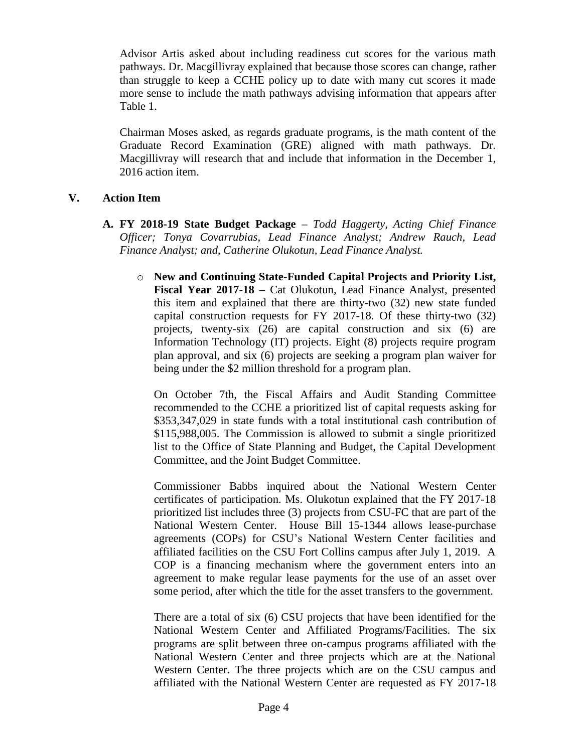Advisor Artis asked about including readiness cut scores for the various math pathways. Dr. Macgillivray explained that because those scores can change, rather than struggle to keep a CCHE policy up to date with many cut scores it made more sense to include the math pathways advising information that appears after Table 1.

Chairman Moses asked, as regards graduate programs, is the math content of the Graduate Record Examination (GRE) aligned with math pathways. Dr. Macgillivray will research that and include that information in the December 1, 2016 action item.

## V. Action Item

### A. FY 2018-19 State Budget Package – *Todd Haggerty, Acting Chief Finance Officer; Tonya Covarrubias, Lead Finance Analyst; Andrew Rauch, Lead Finance Analyst; and, Catherine Olukotun, Lead Finance Analyst.*

- **New and Continuing State-Funded Capital Projects and Priority List, Fiscal Year 2017-18 –** Cat Olukotun, Lead Finance Analyst, presented this item and explained that there are thirty-two (32) new state funded capital construction requests for FY 2017-18. Of these thirty-two (32) projects, twenty-six (26) are capital construction and six (6) are Information Technology (IT) projects. Eight (8) projects require program plan approval, and six (6) projects are seeking a program plan waiver for being under the $2 million threshold for a program plan.

  On October 7th, the Fiscal Affairs and Audit Standing Committee recommended to the CCHE a prioritized list of capital requests asking for $353,347,029 in state funds with a total institutional cash contribution of $115,988,005. The Commission is allowed to submit a single prioritized list to the Office of State Planning and Budget, the Capital Development Committee, and the Joint Budget Committee.

  Commissioner Babbs inquired about the National Western Center certificates of participation. Ms. Olukotun explained that the FY 2017-18 prioritized list includes three (3) projects from CSU-FC that are part of the National Western Center. House Bill 15-1344 allows lease-purchase agreements (COPs) for CSU's National Western Center facilities and affiliated facilities on the CSU Fort Collins campus after July 1, 2019. A COP is a financing mechanism where the government enters into an agreement to make regular lease payments for the use of an asset over some period, after which the title for the asset transfers to the government.

  There are a total of six (6) CSU projects that have been identified for the National Western Center and Affiliated Programs/Facilities. The six programs are split between three on-campus programs affiliated with the National Western Center and three projects which are at the National Western Center. The three projects which are on the CSU campus and affiliated with the National Western Center are requested as FY 2017-18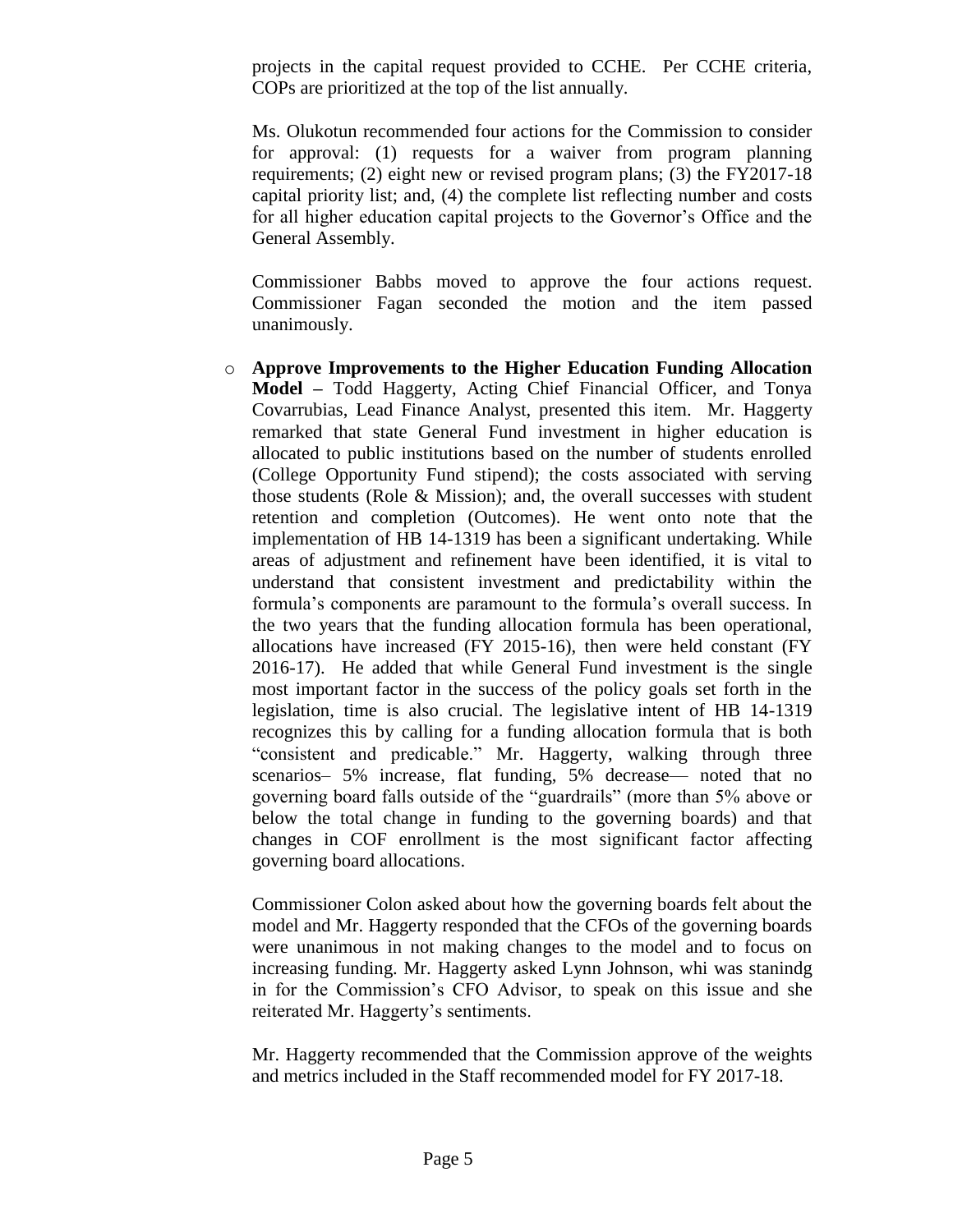projects in the capital request provided to CCHE. Per CCHE criteria, COPs are prioritized at the top of the list annually.

Ms. Olukotun recommended four actions for the Commission to consider for approval: (1) requests for a waiver from program planning requirements; (2) eight new or revised program plans; (3) the FY2017-18 capital priority list; and, (4) the complete list reflecting number and costs for all higher education capital projects to the Governor's Office and the General Assembly.

Commissioner Babbs moved to approve the four actions request. Commissioner Fagan seconded the motion and the item passed unanimously.

- **Approve Improvements to the Higher Education Funding Allocation Model –** Todd Haggerty, Acting Chief Financial Officer, and Tonya Covarrubias, Lead Finance Analyst, presented this item. Mr. Haggerty remarked that state General Fund investment in higher education is allocated to public institutions based on the number of students enrolled (College Opportunity Fund stipend); the costs associated with serving those students (Role & Mission); and, the overall successes with student retention and completion (Outcomes). He went onto note that the implementation of HB 14-1319 has been a significant undertaking. While areas of adjustment and refinement have been identified, it is vital to understand that consistent investment and predictability within the formula's components are paramount to the formula's overall success. In the two years that the funding allocation formula has been operational, allocations have increased (FY 2015-16), then were held constant (FY 2016-17). He added that while General Fund investment is the single most important factor in the success of the policy goals set forth in the legislation, time is also crucial. The legislative intent of HB 14-1319 recognizes this by calling for a funding allocation formula that is both "consistent and predicable." Mr. Haggerty, walking through three scenarios– 5% increase, flat funding, 5% decrease— noted that no governing board falls outside of the "guardrails" (more than 5% above or below the total change in funding to the governing boards) and that changes in COF enrollment is the most significant factor affecting governing board allocations.

  Commissioner Colon asked about how the governing boards felt about the model and Mr. Haggerty responded that the CFOs of the governing boards were unanimous in not making changes to the model and to focus on increasing funding. Mr. Haggerty asked Lynn Johnson, whi was stanindg in for the Commission's CFO Advisor, to speak on this issue and she reiterated Mr. Haggerty's sentiments.

  Mr. Haggerty recommended that the Commission approve of the weights and metrics included in the Staff recommended model for FY 2017-18.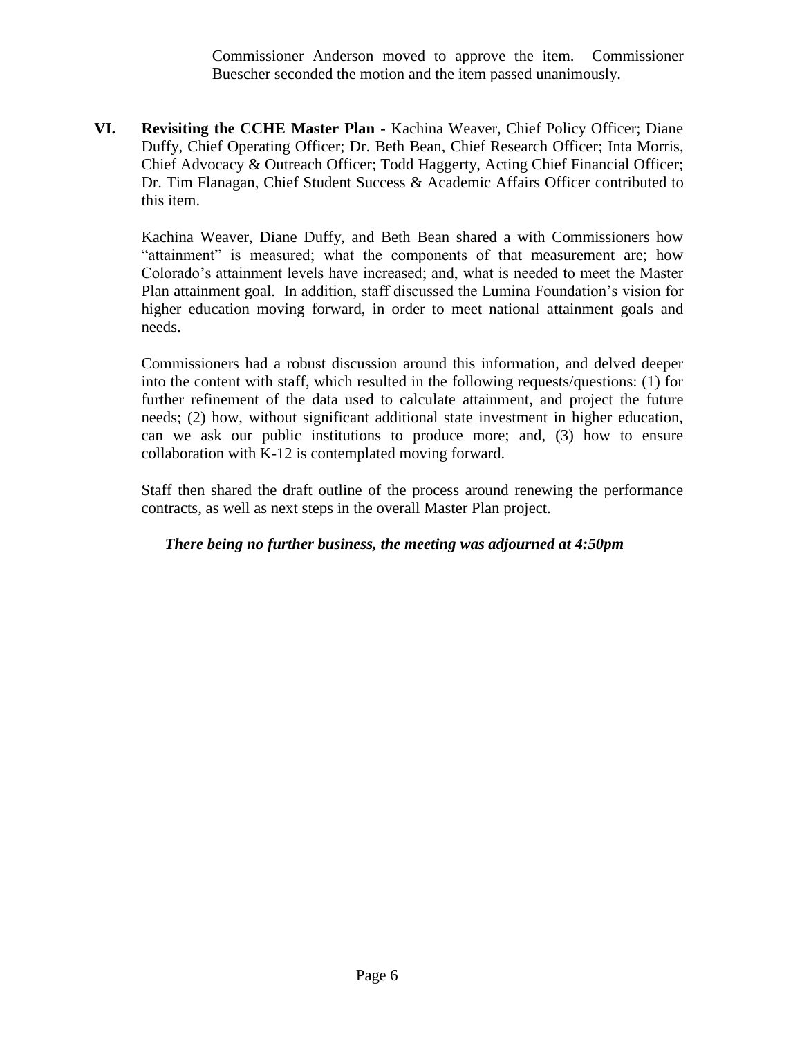Commissioner Anderson moved to approve the item. Commissioner Buescher seconded the motion and the item passed unanimously.

**VI. Revisiting the CCHE Master Plan -** Kachina Weaver, Chief Policy Officer; Diane Duffy, Chief Operating Officer; Dr. Beth Bean, Chief Research Officer; Inta Morris, Chief Advocacy & Outreach Officer; Todd Haggerty, Acting Chief Financial Officer; Dr. Tim Flanagan, Chief Student Success & Academic Affairs Officer contributed to this item.

Kachina Weaver, Diane Duffy, and Beth Bean shared a with Commissioners how "attainment" is measured; what the components of that measurement are; how Colorado's attainment levels have increased; and, what is needed to meet the Master Plan attainment goal. In addition, staff discussed the Lumina Foundation's vision for higher education moving forward, in order to meet national attainment goals and needs.

Commissioners had a robust discussion around this information, and delved deeper into the content with staff, which resulted in the following requests/questions: (1) for further refinement of the data used to calculate attainment, and project the future needs; (2) how, without significant additional state investment in higher education, can we ask our public institutions to produce more; and, (3) how to ensure collaboration with K-12 is contemplated moving forward.

Staff then shared the draft outline of the process around renewing the performance contracts, as well as next steps in the overall Master Plan project.

***There being no further business, the meeting was adjourned at 4:50pm***